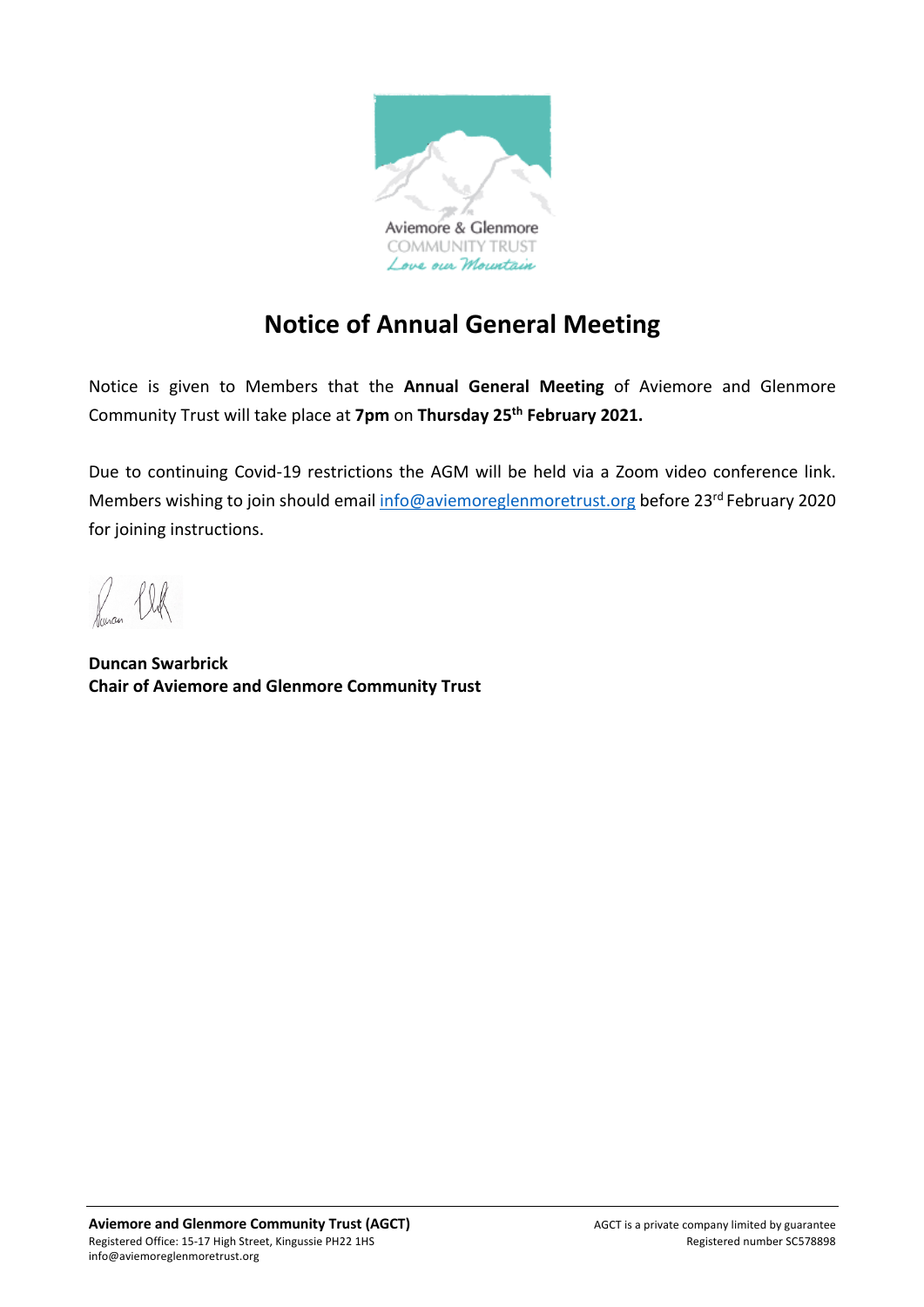Aviemore & Glenmore
COMMUNITY TRUST
*Love our Mountain*

# Notice of Annual General Meeting

Notice is given to Members that the **Annual General Meeting** of Aviemore and Glenmore Community Trust will take place at **7pm** on **Thursday 25th February 2021.**

Due to continuing Covid-19 restrictions the AGM will be held via a Zoom video conference link. Members wishing to join should email info@aviemoreglenmoretrust.org before 23rd February 2020 for joining instructions.

**Duncan Swarbrick**
**Chair of Aviemore and Glenmore Community Trust**

**Aviemore and Glenmore Community Trust (AGCT)**
Registered Office: 15-17 High Street, Kingussie PH22 1HS
info@aviemoreglenmoretrust.org

AGCT is a private company limited by guarantee
Registered number SC578898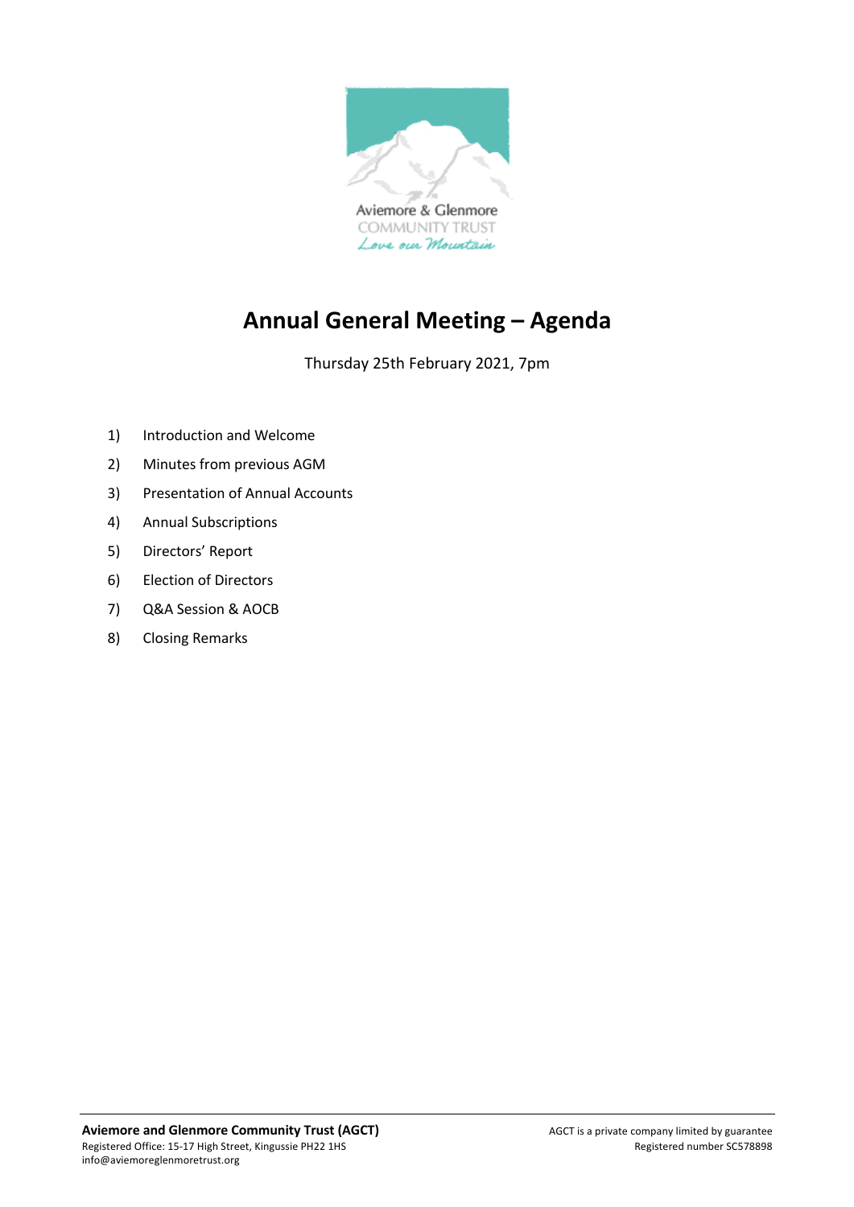# Annual General Meeting – Agenda

Thursday 25th February 2021, 7pm

1) Introduction and Welcome
2) Minutes from previous AGM
3) Presentation of Annual Accounts
4) Annual Subscriptions
5) Directors' Report
6) Election of Directors
7) Q&A Session & AOCB
8) Closing Remarks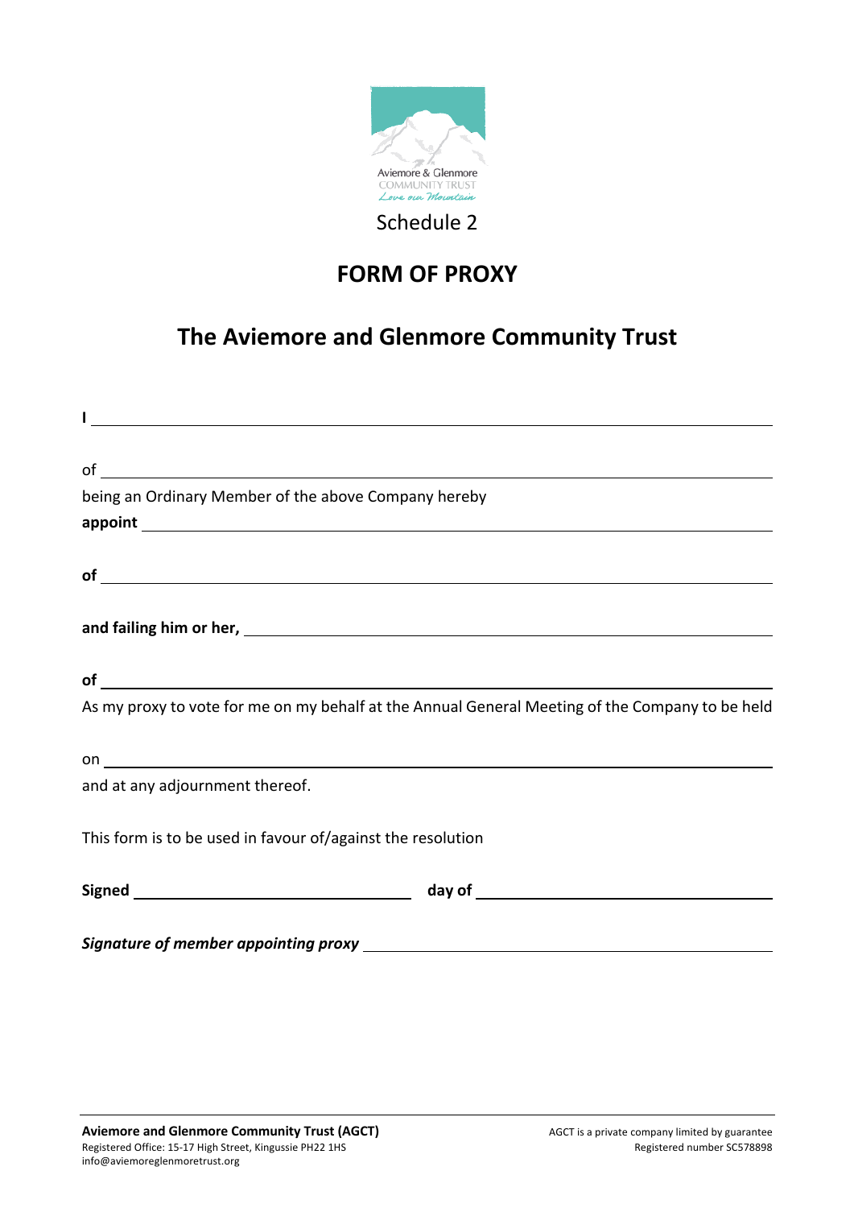Aviemore & Glenmore
COMMUNITY TRUST
*Love our Mountain*

Schedule 2

# FORM OF PROXY

## The Aviemore and Glenmore Community Trust

**I** ______________________________________________________________

of ______________________________________________________________

being an Ordinary Member of the above Company hereby

**appoint** ______________________________________________________________

**of** ______________________________________________________________

**and failing him or her,** ______________________________________________________________

**of** ______________________________________________________________

As my proxy to vote for me on my behalf at the Annual General Meeting of the Company to be held

on ______________________________________________________________

and at any adjournment thereof.

This form is to be used in favour of/against the resolution

**Signed** ________________________ **day of** ________________________

***Signature of member appointing proxy*** ________________________

**Aviemore and Glenmore Community Trust (AGCT)**
Registered Office: 15-17 High Street, Kingussie PH22 1HS
info@aviemoreglenmoretrust.org

AGCT is a private company limited by guarantee
Registered number SC578898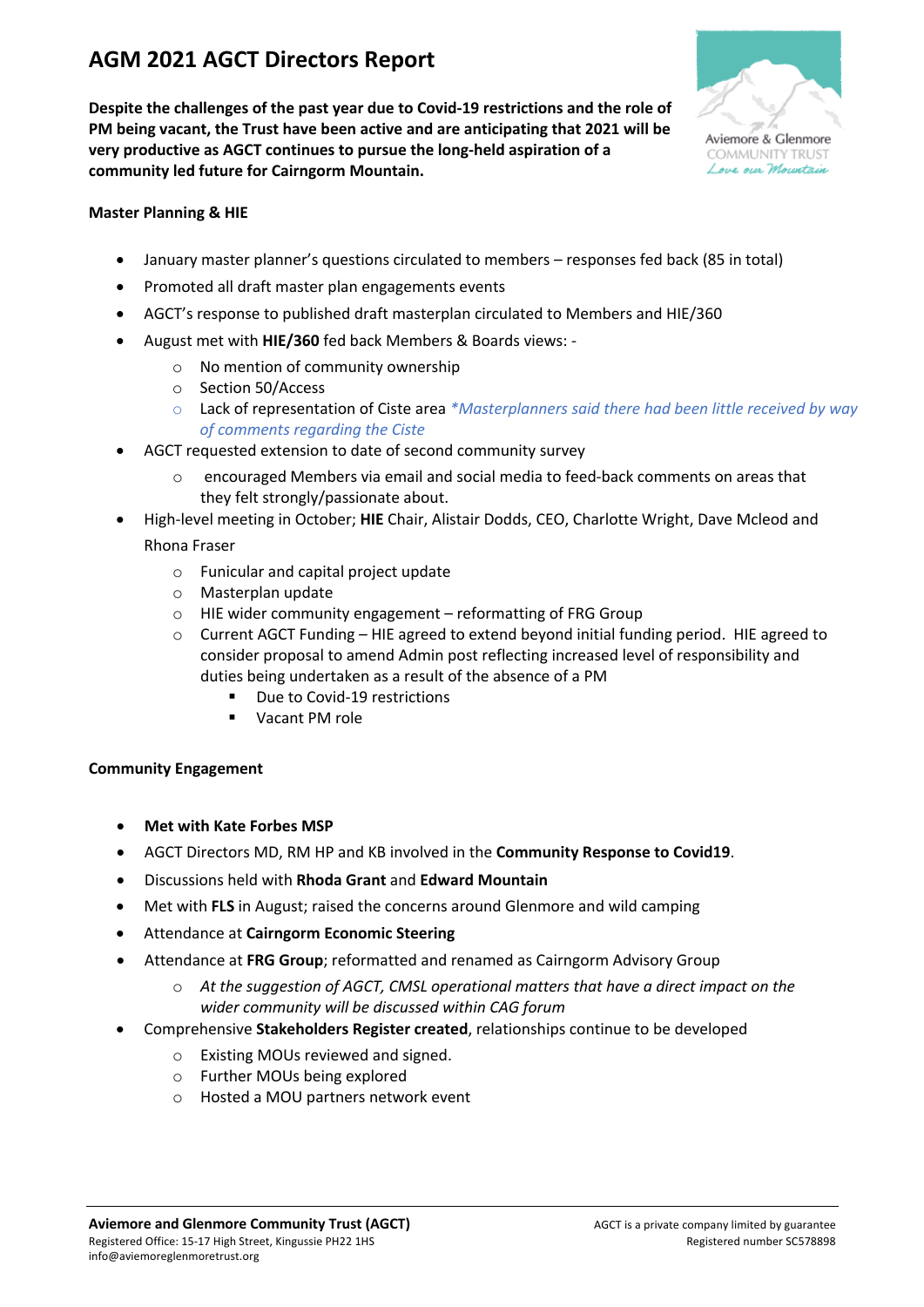# AGM 2021 AGCT Directors Report

**Despite the challenges of the past year due to Covid-19 restrictions and the role of PM being vacant, the Trust have been active and are anticipating that 2021 will be very productive as AGCT continues to pursue the long-held aspiration of a community led future for Cairngorm Mountain.**

Aviemore & Glenmore
COMMUNITY TRUST
*Love our Mountain*

**Master Planning & HIE**

- January master planner's questions circulated to members – responses fed back (85 in total)
- Promoted all draft master plan engagements events
- AGCT's response to published draft masterplan circulated to Members and HIE/360
- August met with **HIE/360** fed back Members & Boards views: -
    - No mention of community ownership
    - Section 50/Access
    - Lack of representation of Ciste area *\*Masterplanners said there had been little received by way of comments regarding the Ciste*
- AGCT requested extension to date of second community survey
    - encouraged Members via email and social media to feed-back comments on areas that they felt strongly/passionate about.
- High-level meeting in October; **HIE** Chair, Alistair Dodds, CEO, Charlotte Wright, Dave Mcleod and Rhona Fraser
    - Funicular and capital project update
    - Masterplan update
    - HIE wider community engagement – reformatting of FRG Group
    - Current AGCT Funding – HIE agreed to extend beyond initial funding period. HIE agreed to consider proposal to amend Admin post reflecting increased level of responsibility and duties being undertaken as a result of the absence of a PM
        - Due to Covid-19 restrictions
        - Vacant PM role

**Community Engagement**

- **Met with Kate Forbes MSP**
- AGCT Directors MD, RM HP and KB involved in the **Community Response to Covid19**.
- Discussions held with **Rhoda Grant** and **Edward Mountain**
- Met with **FLS** in August; raised the concerns around Glenmore and wild camping
- Attendance at **Cairngorm Economic Steering**
- Attendance at **FRG Group**; reformatted and renamed as Cairngorm Advisory Group
    - *At the suggestion of AGCT, CMSL operational matters that have a direct impact on the wider community will be discussed within CAG forum*
- Comprehensive **Stakeholders Register created**, relationships continue to be developed
    - Existing MOUs reviewed and signed.
    - Further MOUs being explored
    - Hosted a MOU partners network event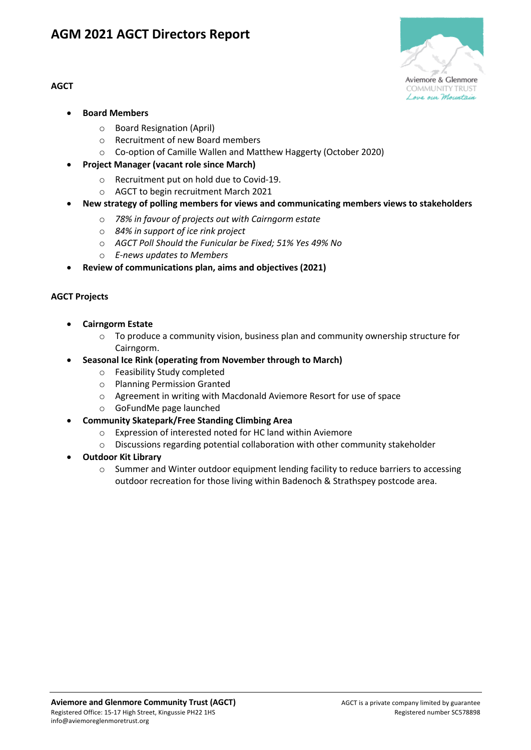# AGM 2021 AGCT Directors Report

**AGCT**

- **Board Members**
  - Board Resignation (April)
  - Recruitment of new Board members
  - Co-option of Camille Wallen and Matthew Haggerty (October 2020)
- **Project Manager (vacant role since March)**
  - Recruitment put on hold due to Covid-19.
  - AGCT to begin recruitment March 2021
- **New strategy of polling members for views and communicating members views to stakeholders**
  - *78% in favour of projects out with Cairngorm estate*
  - *84% in support of ice rink project*
  - *AGCT Poll Should the Funicular be Fixed; 51% Yes 49% No*
  - *E-news updates to Members*
- **Review of communications plan, aims and objectives (2021)**

**AGCT Projects**

- **Cairngorm Estate**
  - To produce a community vision, business plan and community ownership structure for Cairngorm.
- **Seasonal Ice Rink (operating from November through to March)**
  - Feasibility Study completed
  - Planning Permission Granted
  - Agreement in writing with Macdonald Aviemore Resort for use of space
  - GoFundMe page launched
- **Community Skatepark/Free Standing Climbing Area**
  - Expression of interested noted for HC land within Aviemore
  - Discussions regarding potential collaboration with other community stakeholder
- **Outdoor Kit Library**
  - Summer and Winter outdoor equipment lending facility to reduce barriers to accessing outdoor recreation for those living within Badenoch & Strathspey postcode area.